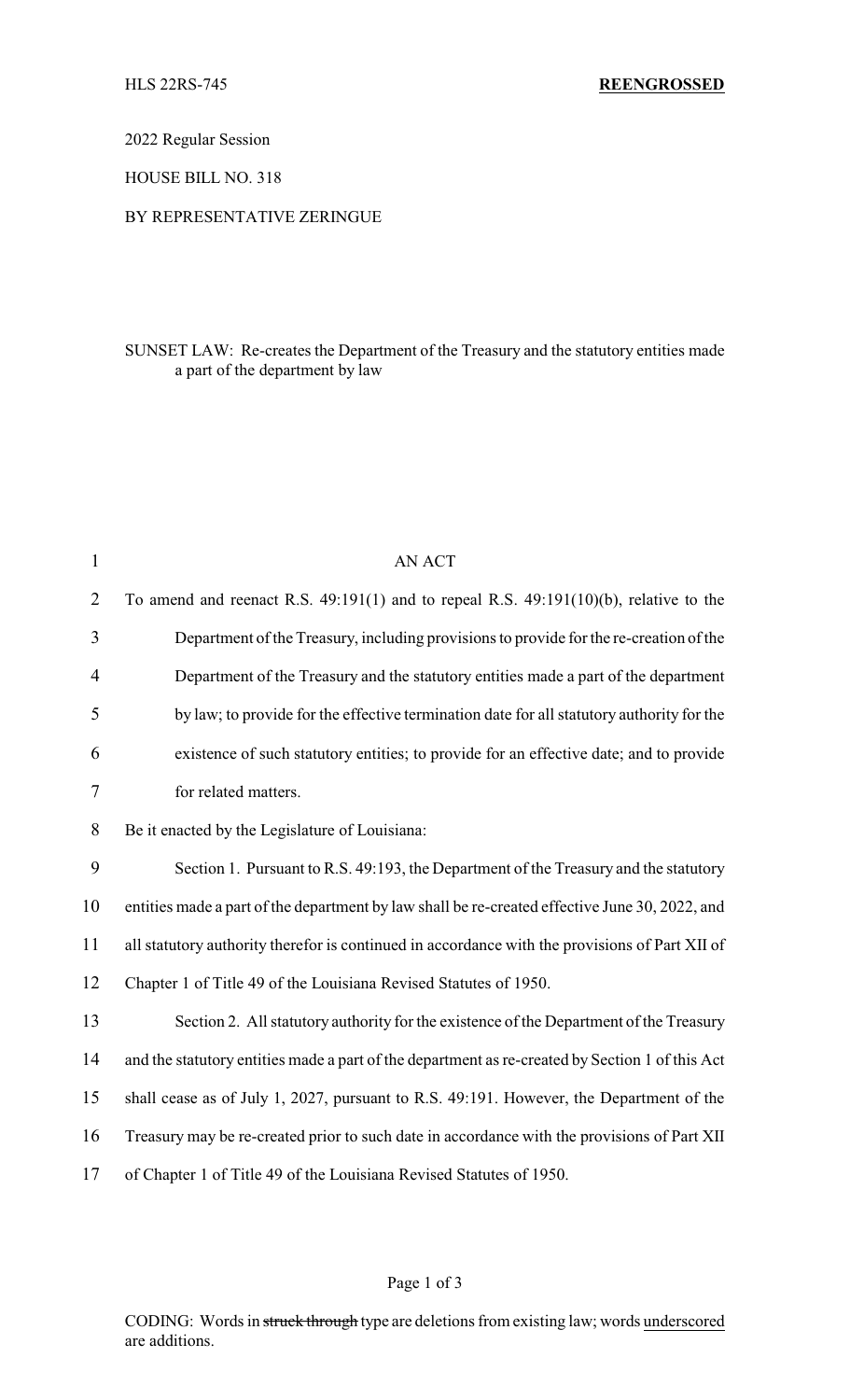HLS 22RS-745 **REENGROSSED**

2022 Regular Session

HOUSE BILL NO. 318

BY REPRESENTATIVE ZERINGUE

SUNSET LAW: Re-creates the Department of the Treasury and the statutory entities made a part of the department by law

AN ACT

To amend and reenact R.S. 49:191(1) and to repeal R.S. 49:191(10)(b), relative to the Department of the Treasury, including provisions to provide for the re-creation of the Department of the Treasury and the statutory entities made a part of the department by law; to provide for the effective termination date for all statutory authority for the existence of such statutory entities; to provide for an effective date; and to provide for related matters.

Be it enacted by the Legislature of Louisiana:

Section 1. Pursuant to R.S. 49:193, the Department of the Treasury and the statutory entities made a part of the department by law shall be re-created effective June 30, 2022, and all statutory authority therefor is continued in accordance with the provisions of Part XII of Chapter 1 of Title 49 of the Louisiana Revised Statutes of 1950.

Section 2. All statutory authority for the existence of the Department of the Treasury and the statutory entities made a part of the department as re-created by Section 1 of this Act shall cease as of July 1, 2027, pursuant to R.S. 49:191. However, the Department of the Treasury may be re-created prior to such date in accordance with the provisions of Part XII of Chapter 1 of Title 49 of the Louisiana Revised Statutes of 1950.

CODING: Words in ~~struck through~~ type are deletions from existing law; words underscored are additions.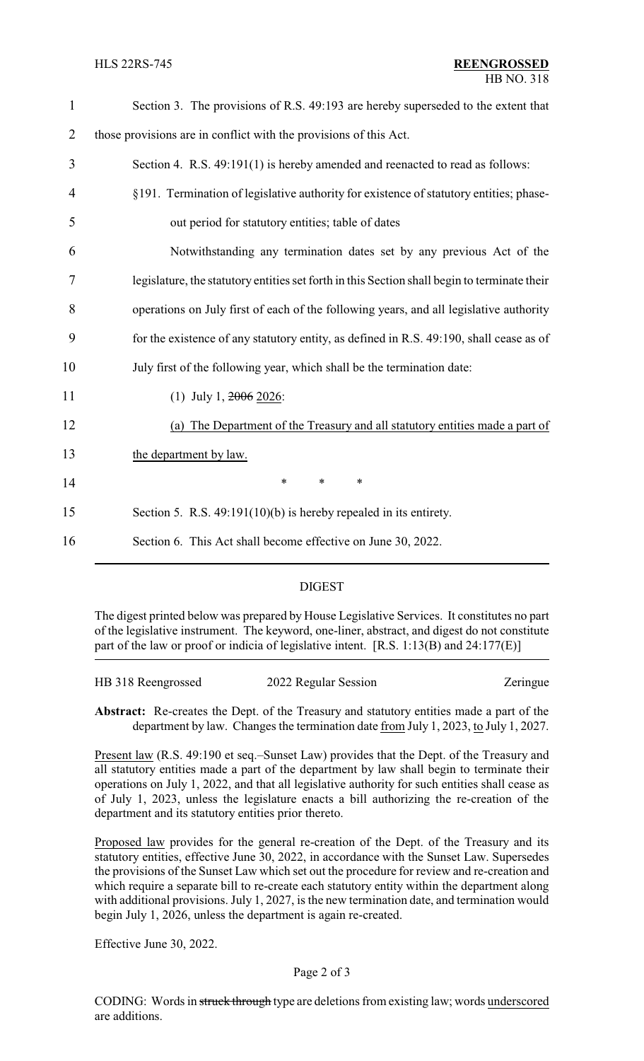Section 3. The provisions of R.S. 49:193 are hereby superseded to the extent that those provisions are in conflict with the provisions of this Act.

Section 4. R.S. 49:191(1) is hereby amended and reenacted to read as follows:

§191. Termination of legislative authority for existence of statutory entities; phase-out period for statutory entities; table of dates

Notwithstanding any termination dates set by any previous Act of the legislature, the statutory entities set forth in this Section shall begin to terminate their operations on July first of each of the following years, and all legislative authority for the existence of any statutory entity, as defined in R.S. 49:190, shall cease as of July first of the following year, which shall be the termination date:

(1) July 1, ~~2006~~ 2026:

(a) The Department of the Treasury and all statutory entities made a part of the department by law.

\* \* \*

Section 5. R.S. 49:191(10)(b) is hereby repealed in its entirety.

Section 6. This Act shall become effective on June 30, 2022.

---

## DIGEST

The digest printed below was prepared by House Legislative Services. It constitutes no part of the legislative instrument. The keyword, one-liner, abstract, and digest do not constitute part of the law or proof or indicia of legislative intent. [R.S. 1:13(B) and 24:177(E)]

HB 318 Reengrossed | 2022 Regular Session | Zeringue

**Abstract:** Re-creates the Dept. of the Treasury and statutory entities made a part of the department by law. Changes the termination date from July 1, 2023, to July 1, 2027.

Present law (R.S. 49:190 et seq.–Sunset Law) provides that the Dept. of the Treasury and all statutory entities made a part of the department by law shall begin to terminate their operations on July 1, 2022, and that all legislative authority for such entities shall cease as of July 1, 2023, unless the legislature enacts a bill authorizing the re-creation of the department and its statutory entities prior thereto.

Proposed law provides for the general re-creation of the Dept. of the Treasury and its statutory entities, effective June 30, 2022, in accordance with the Sunset Law. Supersedes the provisions of the Sunset Law which set out the procedure for review and re-creation and which require a separate bill to re-create each statutory entity within the department along with additional provisions. July 1, 2027, is the new termination date, and termination would begin July 1, 2026, unless the department is again re-created.

Effective June 30, 2022.

CODING: Words in ~~struck through~~ type are deletions from existing law; words underscored are additions.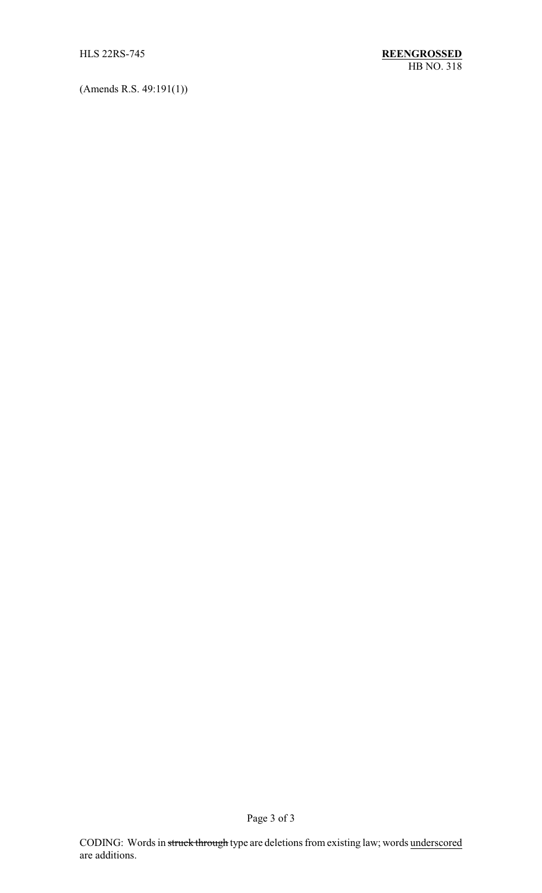(Amends R.S. 49:191(1))